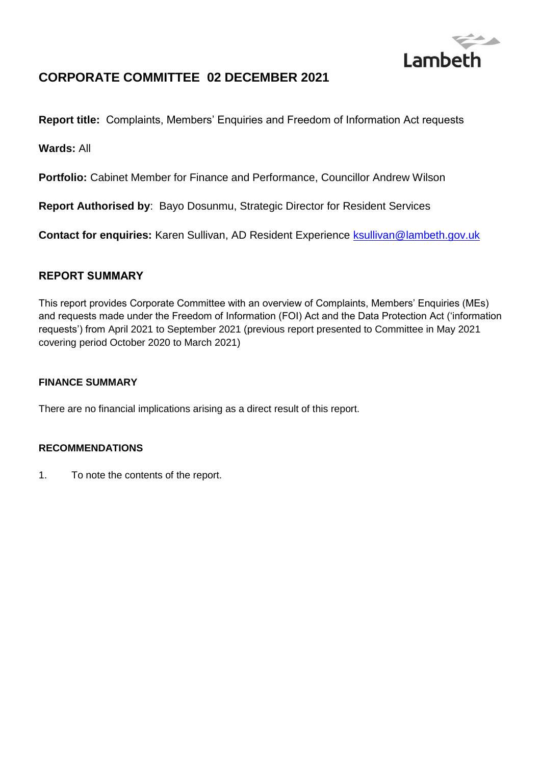Lambeth

# CORPORATE COMMITTEE 02 DECEMBER 2021

**Report title:** Complaints, Members' Enquiries and Freedom of Information Act requests

**Wards:** All

**Portfolio:** Cabinet Member for Finance and Performance, Councillor Andrew Wilson

**Report Authorised by**: Bayo Dosunmu, Strategic Director for Resident Services

**Contact for enquiries:** Karen Sullivan, AD Resident Experience ksullivan@lambeth.gov.uk

## REPORT SUMMARY

This report provides Corporate Committee with an overview of Complaints, Members' Enquiries (MEs) and requests made under the Freedom of Information (FOI) Act and the Data Protection Act ('information requests') from April 2021 to September 2021 (previous report presented to Committee in May 2021 covering period October 2020 to March 2021)

### FINANCE SUMMARY

There are no financial implications arising as a direct result of this report.

### RECOMMENDATIONS

1. To note the contents of the report.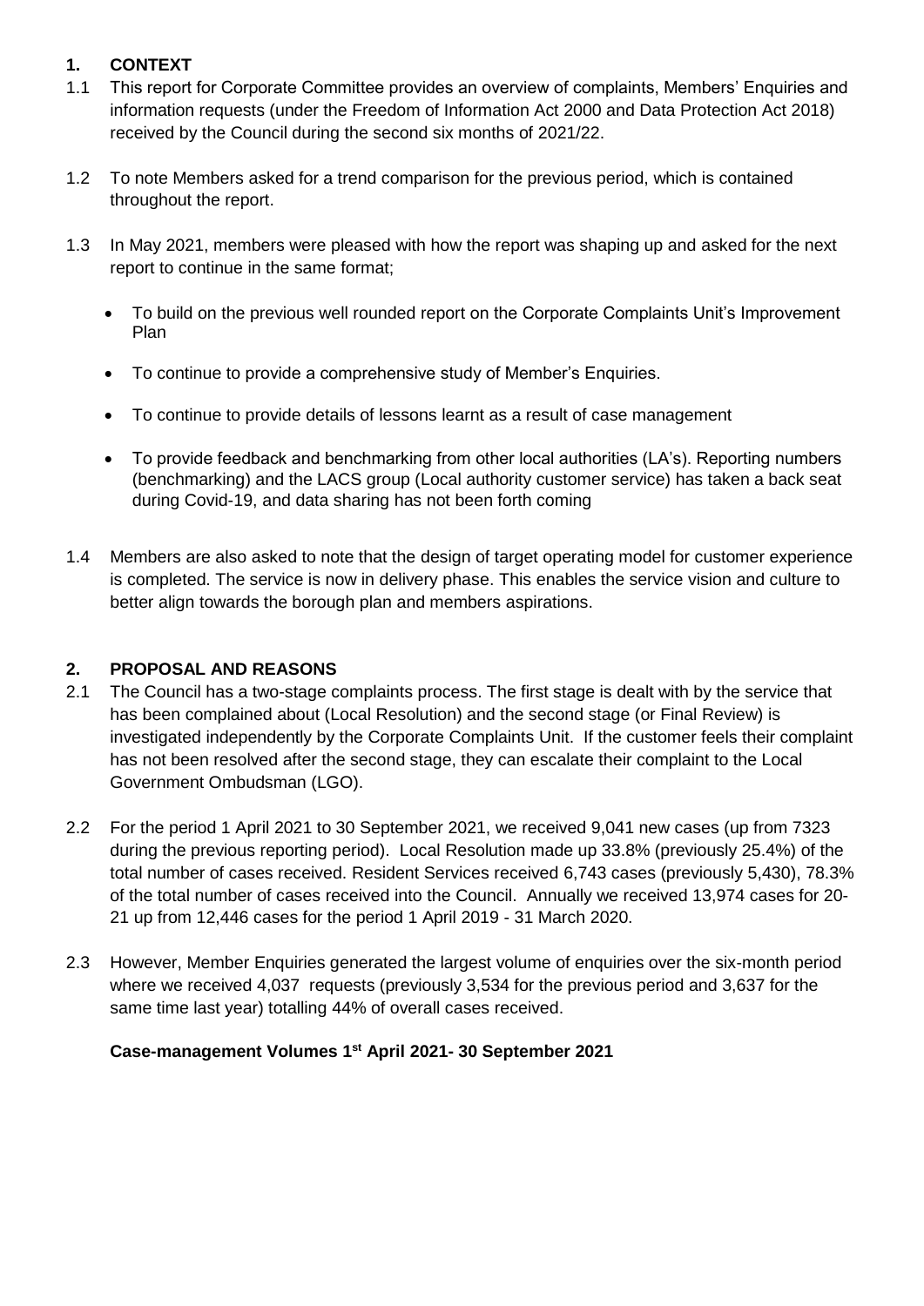## 1. CONTEXT

1.1 This report for Corporate Committee provides an overview of complaints, Members' Enquiries and information requests (under the Freedom of Information Act 2000 and Data Protection Act 2018) received by the Council during the second six months of 2021/22.

1.2 To note Members asked for a trend comparison for the previous period, which is contained throughout the report.

1.3 In May 2021, members were pleased with how the report was shaping up and asked for the next report to continue in the same format;

- To build on the previous well rounded report on the Corporate Complaints Unit's Improvement Plan
- To continue to provide a comprehensive study of Member's Enquiries.
- To continue to provide details of lessons learnt as a result of case management
- To provide feedback and benchmarking from other local authorities (LA's). Reporting numbers (benchmarking) and the LACS group (Local authority customer service) has taken a back seat during Covid-19, and data sharing has not been forth coming

1.4 Members are also asked to note that the design of target operating model for customer experience is completed. The service is now in delivery phase. This enables the service vision and culture to better align towards the borough plan and members aspirations.

## 2. PROPOSAL AND REASONS

2.1 The Council has a two-stage complaints process. The first stage is dealt with by the service that has been complained about (Local Resolution) and the second stage (or Final Review) is investigated independently by the Corporate Complaints Unit. If the customer feels their complaint has not been resolved after the second stage, they can escalate their complaint to the Local Government Ombudsman (LGO).

2.2 For the period 1 April 2021 to 30 September 2021, we received 9,041 new cases (up from 7323 during the previous reporting period). Local Resolution made up 33.8% (previously 25.4%) of the total number of cases received. Resident Services received 6,743 cases (previously 5,430), 78.3% of the total number of cases received into the Council. Annually we received 13,974 cases for 20-21 up from 12,446 cases for the period 1 April 2019 - 31 March 2020.

2.3 However, Member Enquiries generated the largest volume of enquiries over the six-month period where we received 4,037 requests (previously 3,534 for the previous period and 3,637 for the same time last year) totalling 44% of overall cases received.

**Case-management Volumes 1st April 2021- 30 September 2021**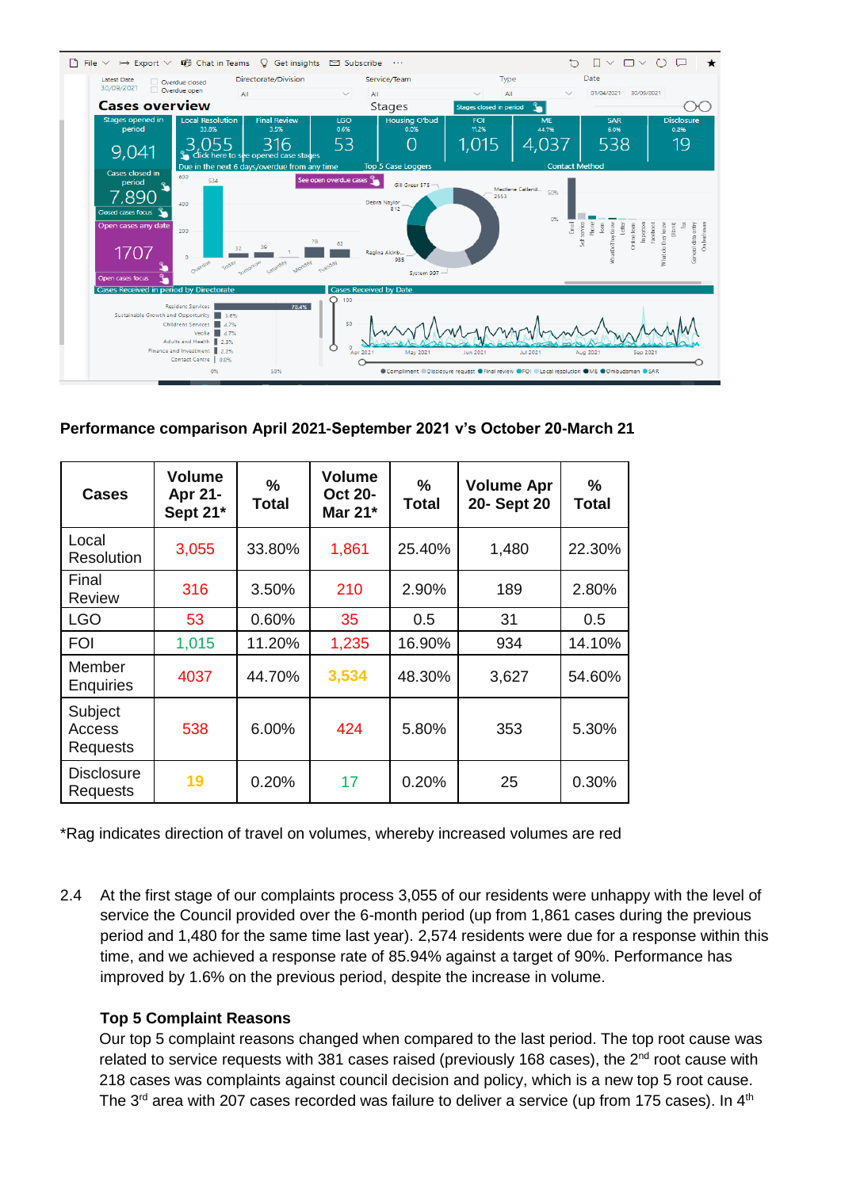**Performance comparison April 2021-September 2021 v's October 20-March 21**

| Cases | Volume Apr 21-Sept 21* | % Total | Volume Oct 20-Mar 21* | % Total | Volume Apr 20- Sept 20 | % Total |
|---|---|---|---|---|---|---|
| Local Resolution | 3,055 | 33.80% | 1,861 | 25.40% | 1,480 | 22.30% |
| Final Review | 316 | 3.50% | 210 | 2.90% | 189 | 2.80% |
| LGO | 53 | 0.60% | 35 | 0.5 | 31 | 0.5 |
| FOI | 1,015 | 11.20% | 1,235 | 16.90% | 934 | 14.10% |
| Member Enquiries | 4037 | 44.70% | 3,534 | 48.30% | 3,627 | 54.60% |
| Subject Access Requests | 538 | 6.00% | 424 | 5.80% | 353 | 5.30% |
| Disclosure Requests | 19 | 0.20% | 17 | 0.20% | 25 | 0.30% |

*Rag indicates direction of travel on volumes, whereby increased volumes are red

2.4 At the first stage of our complaints process 3,055 of our residents were unhappy with the level of service the Council provided over the 6-month period (up from 1,861 cases during the previous period and 1,480 for the same time last year). 2,574 residents were due for a response within this time, and we achieved a response rate of 85.94% against a target of 90%. Performance has improved by 1.6% on the previous period, despite the increase in volume.

**Top 5 Complaint Reasons**

Our top 5 complaint reasons changed when compared to the last period. The top root cause was related to service requests with 381 cases raised (previously 168 cases), the 2nd root cause with 218 cases was complaints against council decision and policy, which is a new top 5 root cause. The 3rd area with 207 cases recorded was failure to deliver a service (up from 175 cases). In 4th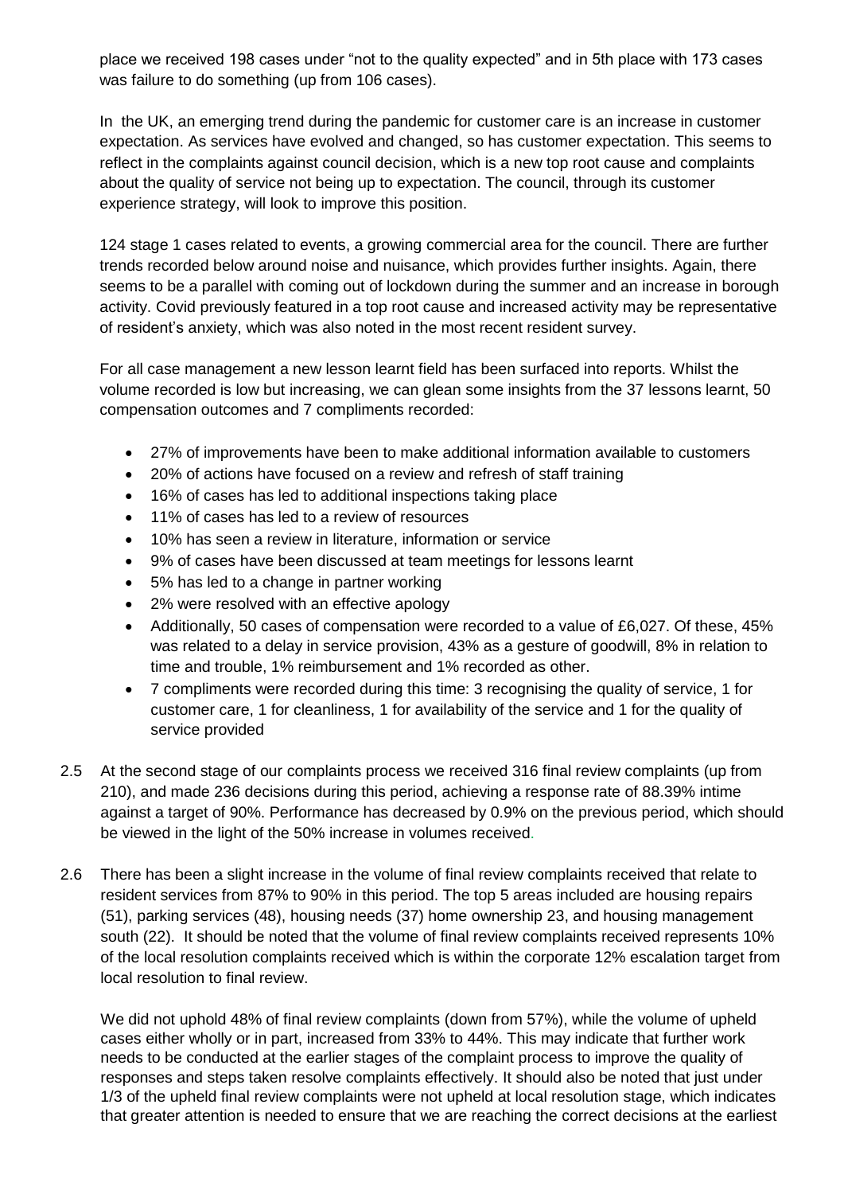place we received 198 cases under "not to the quality expected" and in 5th place with 173 cases was failure to do something (up from 106 cases).

In the UK, an emerging trend during the pandemic for customer care is an increase in customer expectation. As services have evolved and changed, so has customer expectation. This seems to reflect in the complaints against council decision, which is a new top root cause and complaints about the quality of service not being up to expectation. The council, through its customer experience strategy, will look to improve this position.

124 stage 1 cases related to events, a growing commercial area for the council. There are further trends recorded below around noise and nuisance, which provides further insights. Again, there seems to be a parallel with coming out of lockdown during the summer and an increase in borough activity. Covid previously featured in a top root cause and increased activity may be representative of resident's anxiety, which was also noted in the most recent resident survey.

For all case management a new lesson learnt field has been surfaced into reports. Whilst the volume recorded is low but increasing, we can glean some insights from the 37 lessons learnt, 50 compensation outcomes and 7 compliments recorded:

- 27% of improvements have been to make additional information available to customers
- 20% of actions have focused on a review and refresh of staff training
- 16% of cases has led to additional inspections taking place
- 11% of cases has led to a review of resources
- 10% has seen a review in literature, information or service
- 9% of cases have been discussed at team meetings for lessons learnt
- 5% has led to a change in partner working
- 2% were resolved with an effective apology
- Additionally, 50 cases of compensation were recorded to a value of £6,027. Of these, 45% was related to a delay in service provision, 43% as a gesture of goodwill, 8% in relation to time and trouble, 1% reimbursement and 1% recorded as other.
- 7 compliments were recorded during this time: 3 recognising the quality of service, 1 for customer care, 1 for cleanliness, 1 for availability of the service and 1 for the quality of service provided

2.5 At the second stage of our complaints process we received 316 final review complaints (up from 210), and made 236 decisions during this period, achieving a response rate of 88.39% intime against a target of 90%. Performance has decreased by 0.9% on the previous period, which should be viewed in the light of the 50% increase in volumes received.

2.6 There has been a slight increase in the volume of final review complaints received that relate to resident services from 87% to 90% in this period. The top 5 areas included are housing repairs (51), parking services (48), housing needs (37) home ownership 23, and housing management south (22). It should be noted that the volume of final review complaints received represents 10% of the local resolution complaints received which is within the corporate 12% escalation target from local resolution to final review.

We did not uphold 48% of final review complaints (down from 57%), while the volume of upheld cases either wholly or in part, increased from 33% to 44%. This may indicate that further work needs to be conducted at the earlier stages of the complaint process to improve the quality of responses and steps taken resolve complaints effectively. It should also be noted that just under 1/3 of the upheld final review complaints were not upheld at local resolution stage, which indicates that greater attention is needed to ensure that we are reaching the correct decisions at the earliest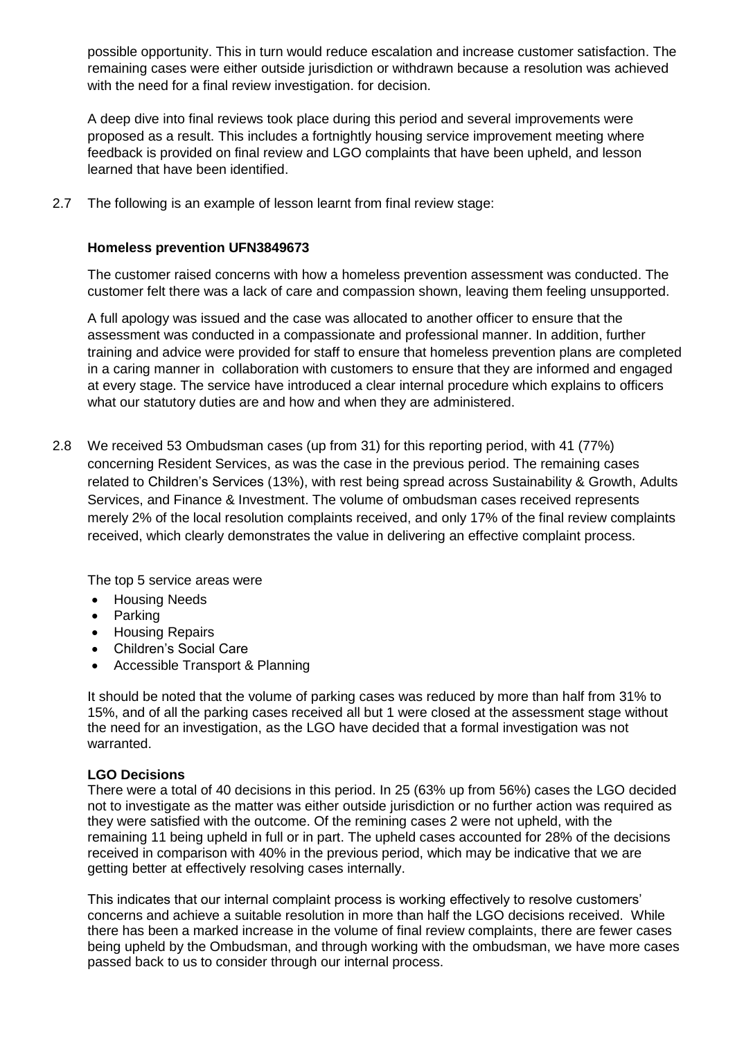possible opportunity. This in turn would reduce escalation and increase customer satisfaction. The remaining cases were either outside jurisdiction or withdrawn because a resolution was achieved with the need for a final review investigation. for decision.

A deep dive into final reviews took place during this period and several improvements were proposed as a result. This includes a fortnightly housing service improvement meeting where feedback is provided on final review and LGO complaints that have been upheld, and lesson learned that have been identified.

2.7 The following is an example of lesson learnt from final review stage:

**Homeless prevention UFN3849673**

The customer raised concerns with how a homeless prevention assessment was conducted. The customer felt there was a lack of care and compassion shown, leaving them feeling unsupported.

A full apology was issued and the case was allocated to another officer to ensure that the assessment was conducted in a compassionate and professional manner. In addition, further training and advice were provided for staff to ensure that homeless prevention plans are completed in a caring manner in collaboration with customers to ensure that they are informed and engaged at every stage. The service have introduced a clear internal procedure which explains to officers what our statutory duties are and how and when they are administered.

2.8 We received 53 Ombudsman cases (up from 31) for this reporting period, with 41 (77%) concerning Resident Services, as was the case in the previous period. The remaining cases related to Children's Services (13%), with rest being spread across Sustainability & Growth, Adults Services, and Finance & Investment. The volume of ombudsman cases received represents merely 2% of the local resolution complaints received, and only 17% of the final review complaints received, which clearly demonstrates the value in delivering an effective complaint process.

The top 5 service areas were

- Housing Needs
- Parking
- Housing Repairs
- Children's Social Care
- Accessible Transport & Planning

It should be noted that the volume of parking cases was reduced by more than half from 31% to 15%, and of all the parking cases received all but 1 were closed at the assessment stage without the need for an investigation, as the LGO have decided that a formal investigation was not warranted.

**LGO Decisions**

There were a total of 40 decisions in this period. In 25 (63% up from 56%) cases the LGO decided not to investigate as the matter was either outside jurisdiction or no further action was required as they were satisfied with the outcome. Of the remining cases 2 were not upheld, with the remaining 11 being upheld in full or in part. The upheld cases accounted for 28% of the decisions received in comparison with 40% in the previous period, which may be indicative that we are getting better at effectively resolving cases internally.

This indicates that our internal complaint process is working effectively to resolve customers' concerns and achieve a suitable resolution in more than half the LGO decisions received. While there has been a marked increase in the volume of final review complaints, there are fewer cases being upheld by the Ombudsman, and through working with the ombudsman, we have more cases passed back to us to consider through our internal process.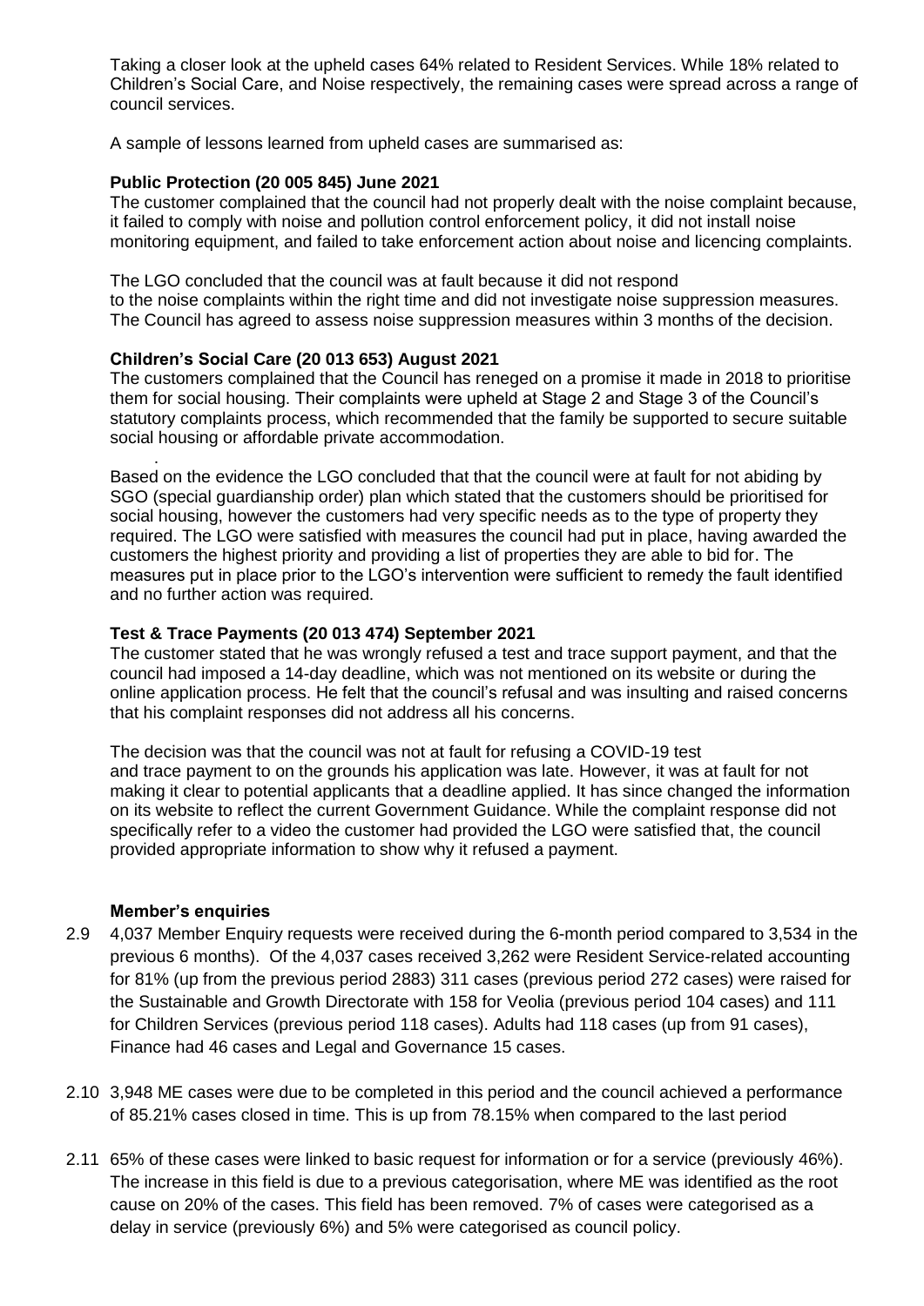Taking a closer look at the upheld cases 64% related to Resident Services. While 18% related to Children's Social Care, and Noise respectively, the remaining cases were spread across a range of council services.

A sample of lessons learned from upheld cases are summarised as:

**Public Protection (20 005 845) June 2021**

The customer complained that the council had not properly dealt with the noise complaint because, it failed to comply with noise and pollution control enforcement policy, it did not install noise monitoring equipment, and failed to take enforcement action about noise and licencing complaints.

The LGO concluded that the council was at fault because it did not respond to the noise complaints within the right time and did not investigate noise suppression measures. The Council has agreed to assess noise suppression measures within 3 months of the decision.

**Children's Social Care (20 013 653) August 2021**

The customers complained that the Council has reneged on a promise it made in 2018 to prioritise them for social housing. Their complaints were upheld at Stage 2 and Stage 3 of the Council's statutory complaints process, which recommended that the family be supported to secure suitable social housing or affordable private accommodation.

.

Based on the evidence the LGO concluded that that the council were at fault for not abiding by SGO (special guardianship order) plan which stated that the customers should be prioritised for social housing, however the customers had very specific needs as to the type of property they required. The LGO were satisfied with measures the council had put in place, having awarded the customers the highest priority and providing a list of properties they are able to bid for. The measures put in place prior to the LGO's intervention were sufficient to remedy the fault identified and no further action was required.

**Test & Trace Payments (20 013 474) September 2021**

The customer stated that he was wrongly refused a test and trace support payment, and that the council had imposed a 14-day deadline, which was not mentioned on its website or during the online application process. He felt that the council's refusal and was insulting and raised concerns that his complaint responses did not address all his concerns.

The decision was that the council was not at fault for refusing a COVID-19 test and trace payment to on the grounds his application was late. However, it was at fault for not making it clear to potential applicants that a deadline applied. It has since changed the information on its website to reflect the current Government Guidance. While the complaint response did not specifically refer to a video the customer had provided the LGO were satisfied that, the council provided appropriate information to show why it refused a payment.

**Member's enquiries**

2.9 4,037 Member Enquiry requests were received during the 6-month period compared to 3,534 in the previous 6 months). Of the 4,037 cases received 3,262 were Resident Service-related accounting for 81% (up from the previous period 2883) 311 cases (previous period 272 cases) were raised for the Sustainable and Growth Directorate with 158 for Veolia (previous period 104 cases) and 111 for Children Services (previous period 118 cases). Adults had 118 cases (up from 91 cases), Finance had 46 cases and Legal and Governance 15 cases.

2.10 3,948 ME cases were due to be completed in this period and the council achieved a performance of 85.21% cases closed in time. This is up from 78.15% when compared to the last period

2.11 65% of these cases were linked to basic request for information or for a service (previously 46%). The increase in this field is due to a previous categorisation, where ME was identified as the root cause on 20% of the cases. This field has been removed. 7% of cases were categorised as a delay in service (previously 6%) and 5% were categorised as council policy.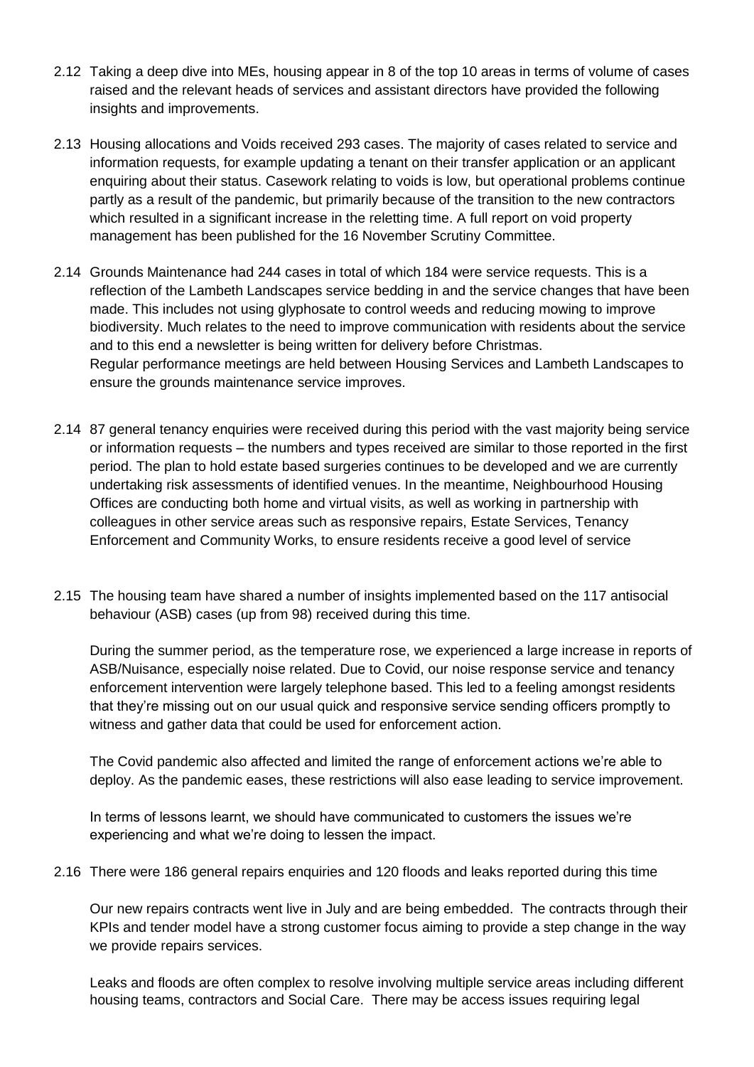2.12 Taking a deep dive into MEs, housing appear in 8 of the top 10 areas in terms of volume of cases raised and the relevant heads of services and assistant directors have provided the following insights and improvements.

2.13 Housing allocations and Voids received 293 cases. The majority of cases related to service and information requests, for example updating a tenant on their transfer application or an applicant enquiring about their status. Casework relating to voids is low, but operational problems continue partly as a result of the pandemic, but primarily because of the transition to the new contractors which resulted in a significant increase in the reletting time. A full report on void property management has been published for the 16 November Scrutiny Committee.

2.14 Grounds Maintenance had 244 cases in total of which 184 were service requests. This is a reflection of the Lambeth Landscapes service bedding in and the service changes that have been made. This includes not using glyphosate to control weeds and reducing mowing to improve biodiversity. Much relates to the need to improve communication with residents about the service and to this end a newsletter is being written for delivery before Christmas.
Regular performance meetings are held between Housing Services and Lambeth Landscapes to ensure the grounds maintenance service improves.

2.14 87 general tenancy enquiries were received during this period with the vast majority being service or information requests – the numbers and types received are similar to those reported in the first period. The plan to hold estate based surgeries continues to be developed and we are currently undertaking risk assessments of identified venues. In the meantime, Neighbourhood Housing Offices are conducting both home and virtual visits, as well as working in partnership with colleagues in other service areas such as responsive repairs, Estate Services, Tenancy Enforcement and Community Works, to ensure residents receive a good level of service

2.15 The housing team have shared a number of insights implemented based on the 117 antisocial behaviour (ASB) cases (up from 98) received during this time.

During the summer period, as the temperature rose, we experienced a large increase in reports of ASB/Nuisance, especially noise related. Due to Covid, our noise response service and tenancy enforcement intervention were largely telephone based. This led to a feeling amongst residents that they're missing out on our usual quick and responsive service sending officers promptly to witness and gather data that could be used for enforcement action.

The Covid pandemic also affected and limited the range of enforcement actions we're able to deploy. As the pandemic eases, these restrictions will also ease leading to service improvement.

In terms of lessons learnt, we should have communicated to customers the issues we're experiencing and what we're doing to lessen the impact.

2.16 There were 186 general repairs enquiries and 120 floods and leaks reported during this time

Our new repairs contracts went live in July and are being embedded. The contracts through their KPIs and tender model have a strong customer focus aiming to provide a step change in the way we provide repairs services.

Leaks and floods are often complex to resolve involving multiple service areas including different housing teams, contractors and Social Care. There may be access issues requiring legal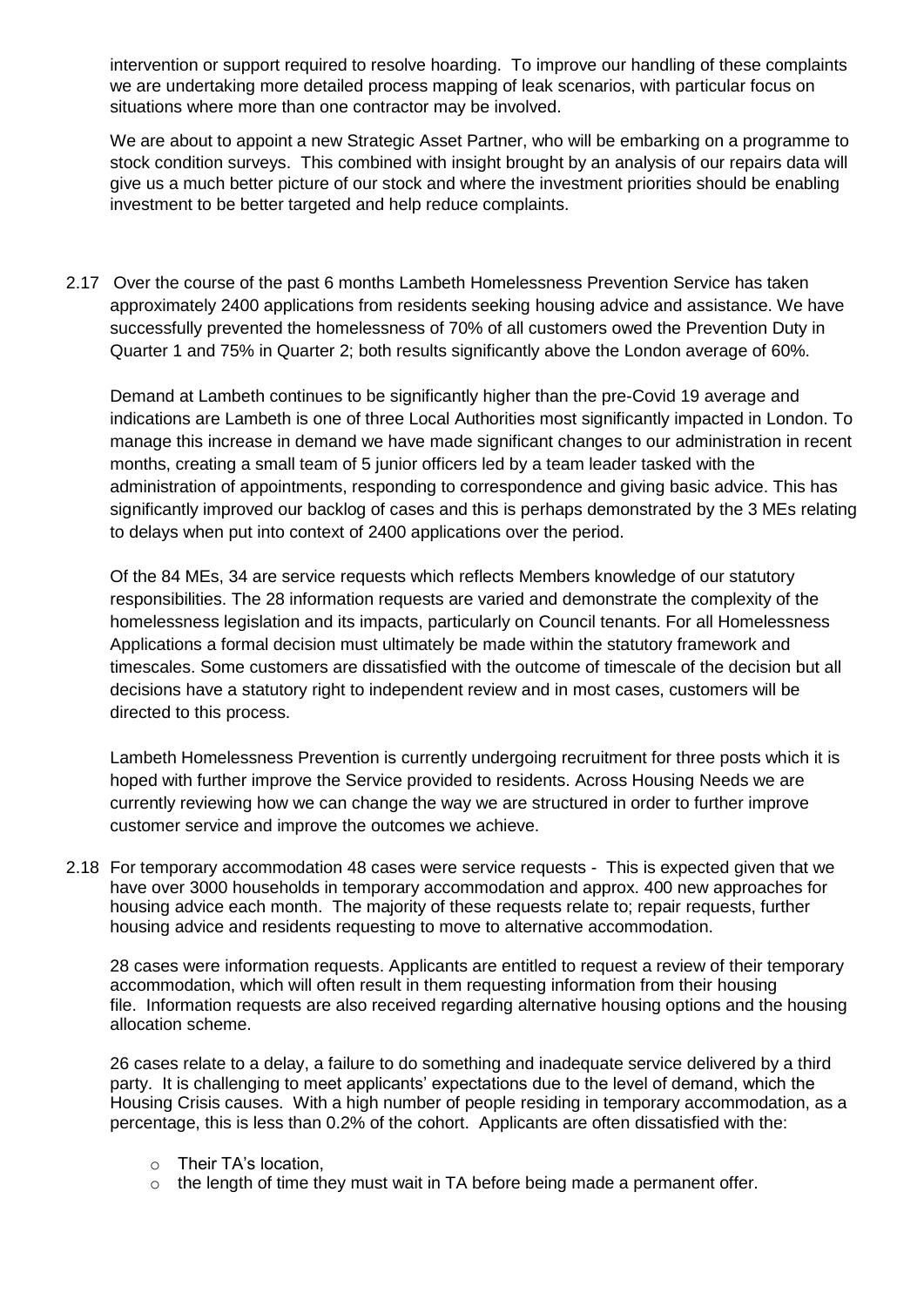intervention or support required to resolve hoarding. To improve our handling of these complaints we are undertaking more detailed process mapping of leak scenarios, with particular focus on situations where more than one contractor may be involved.

We are about to appoint a new Strategic Asset Partner, who will be embarking on a programme to stock condition surveys. This combined with insight brought by an analysis of our repairs data will give us a much better picture of our stock and where the investment priorities should be enabling investment to be better targeted and help reduce complaints.

2.17 Over the course of the past 6 months Lambeth Homelessness Prevention Service has taken approximately 2400 applications from residents seeking housing advice and assistance. We have successfully prevented the homelessness of 70% of all customers owed the Prevention Duty in Quarter 1 and 75% in Quarter 2; both results significantly above the London average of 60%.

Demand at Lambeth continues to be significantly higher than the pre-Covid 19 average and indications are Lambeth is one of three Local Authorities most significantly impacted in London. To manage this increase in demand we have made significant changes to our administration in recent months, creating a small team of 5 junior officers led by a team leader tasked with the administration of appointments, responding to correspondence and giving basic advice. This has significantly improved our backlog of cases and this is perhaps demonstrated by the 3 MEs relating to delays when put into context of 2400 applications over the period.

Of the 84 MEs, 34 are service requests which reflects Members knowledge of our statutory responsibilities. The 28 information requests are varied and demonstrate the complexity of the homelessness legislation and its impacts, particularly on Council tenants. For all Homelessness Applications a formal decision must ultimately be made within the statutory framework and timescales. Some customers are dissatisfied with the outcome of timescale of the decision but all decisions have a statutory right to independent review and in most cases, customers will be directed to this process.

Lambeth Homelessness Prevention is currently undergoing recruitment for three posts which it is hoped with further improve the Service provided to residents. Across Housing Needs we are currently reviewing how we can change the way we are structured in order to further improve customer service and improve the outcomes we achieve.

2.18 For temporary accommodation 48 cases were service requests - This is expected given that we have over 3000 households in temporary accommodation and approx. 400 new approaches for housing advice each month. The majority of these requests relate to; repair requests, further housing advice and residents requesting to move to alternative accommodation.

28 cases were information requests. Applicants are entitled to request a review of their temporary accommodation, which will often result in them requesting information from their housing file. Information requests are also received regarding alternative housing options and the housing allocation scheme.

26 cases relate to a delay, a failure to do something and inadequate service delivered by a third party. It is challenging to meet applicants' expectations due to the level of demand, which the Housing Crisis causes. With a high number of people residing in temporary accommodation, as a percentage, this is less than 0.2% of the cohort. Applicants are often dissatisfied with the:

- Their TA's location,
- the length of time they must wait in TA before being made a permanent offer.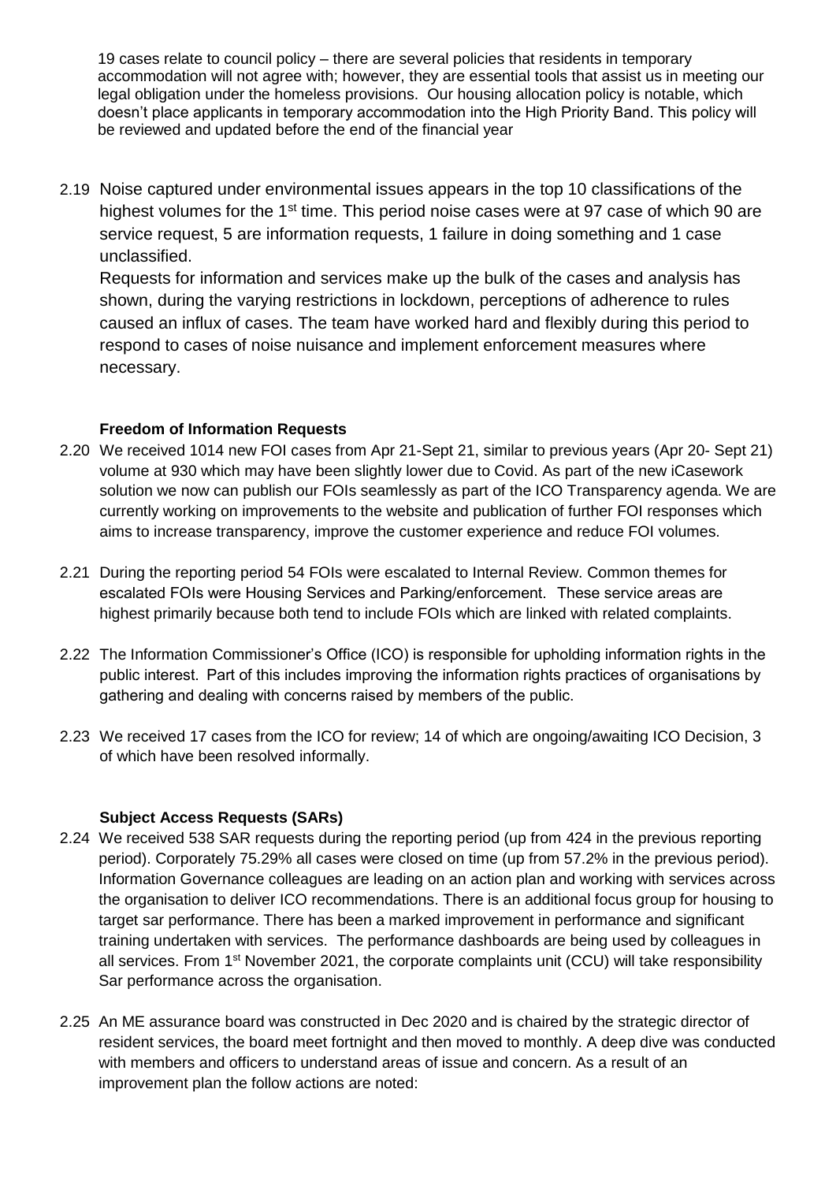19 cases relate to council policy – there are several policies that residents in temporary accommodation will not agree with; however, they are essential tools that assist us in meeting our legal obligation under the homeless provisions. Our housing allocation policy is notable, which doesn't place applicants in temporary accommodation into the High Priority Band. This policy will be reviewed and updated before the end of the financial year

2.19 Noise captured under environmental issues appears in the top 10 classifications of the highest volumes for the 1st time. This period noise cases were at 97 case of which 90 are service request, 5 are information requests, 1 failure in doing something and 1 case unclassified.

Requests for information and services make up the bulk of the cases and analysis has shown, during the varying restrictions in lockdown, perceptions of adherence to rules caused an influx of cases. The team have worked hard and flexibly during this period to respond to cases of noise nuisance and implement enforcement measures where necessary.

**Freedom of Information Requests**

2.20 We received 1014 new FOI cases from Apr 21-Sept 21, similar to previous years (Apr 20- Sept 21) volume at 930 which may have been slightly lower due to Covid. As part of the new iCasework solution we now can publish our FOIs seamlessly as part of the ICO Transparency agenda. We are currently working on improvements to the website and publication of further FOI responses which aims to increase transparency, improve the customer experience and reduce FOI volumes.

2.21 During the reporting period 54 FOIs were escalated to Internal Review. Common themes for escalated FOIs were Housing Services and Parking/enforcement. These service areas are highest primarily because both tend to include FOIs which are linked with related complaints.

2.22 The Information Commissioner's Office (ICO) is responsible for upholding information rights in the public interest. Part of this includes improving the information rights practices of organisations by gathering and dealing with concerns raised by members of the public.

2.23 We received 17 cases from the ICO for review; 14 of which are ongoing/awaiting ICO Decision, 3 of which have been resolved informally.

**Subject Access Requests (SARs)**

2.24 We received 538 SAR requests during the reporting period (up from 424 in the previous reporting period). Corporately 75.29% all cases were closed on time (up from 57.2% in the previous period). Information Governance colleagues are leading on an action plan and working with services across the organisation to deliver ICO recommendations. There is an additional focus group for housing to target sar performance. There has been a marked improvement in performance and significant training undertaken with services. The performance dashboards are being used by colleagues in all services. From 1st November 2021, the corporate complaints unit (CCU) will take responsibility Sar performance across the organisation.

2.25 An ME assurance board was constructed in Dec 2020 and is chaired by the strategic director of resident services, the board meet fortnight and then moved to monthly. A deep dive was conducted with members and officers to understand areas of issue and concern. As a result of an improvement plan the follow actions are noted: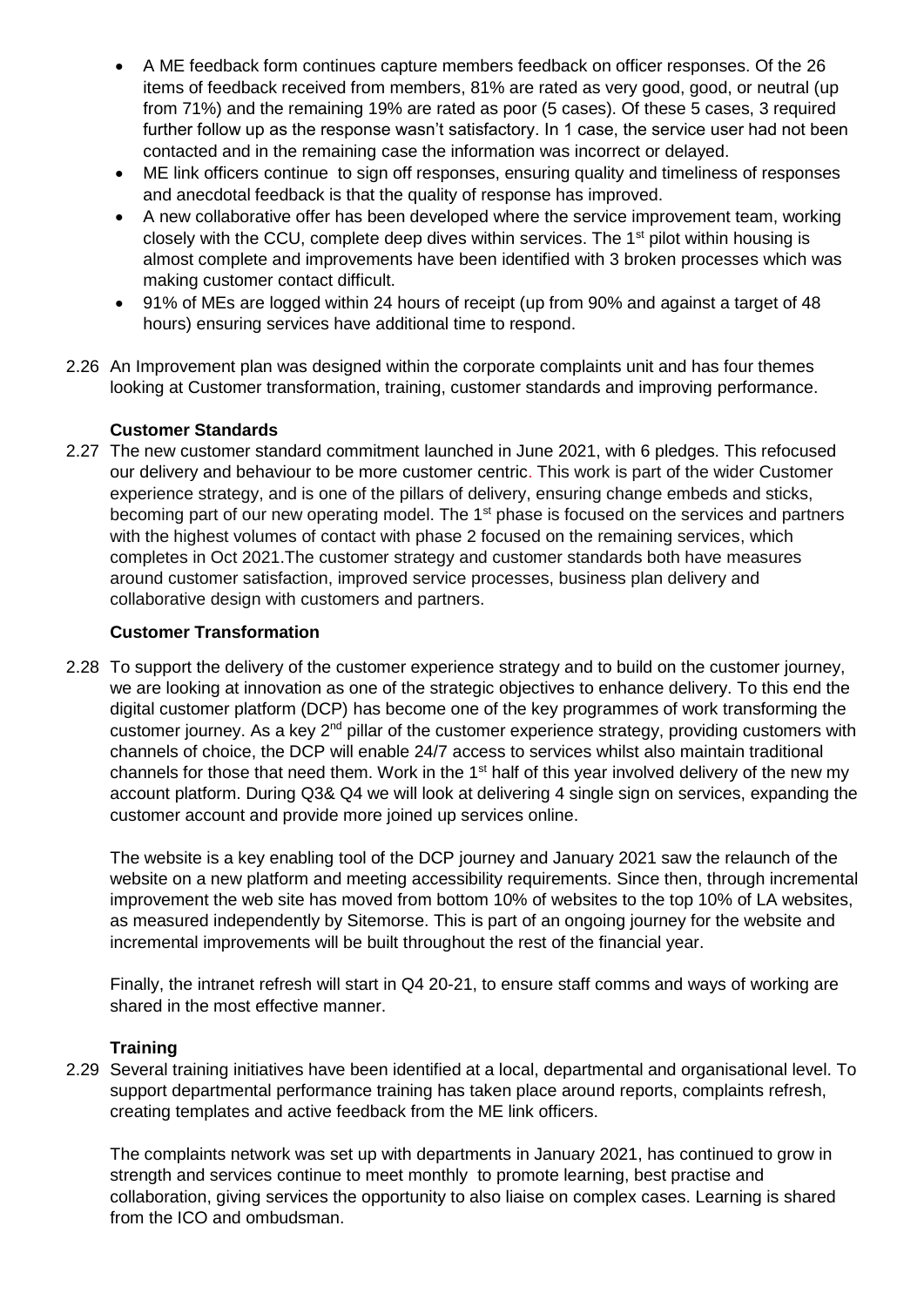- A ME feedback form continues capture members feedback on officer responses. Of the 26 items of feedback received from members, 81% are rated as very good, good, or neutral (up from 71%) and the remaining 19% are rated as poor (5 cases). Of these 5 cases, 3 required further follow up as the response wasn't satisfactory. In 1 case, the service user had not been contacted and in the remaining case the information was incorrect or delayed.
- ME link officers continue to sign off responses, ensuring quality and timeliness of responses and anecdotal feedback is that the quality of response has improved.
- A new collaborative offer has been developed where the service improvement team, working closely with the CCU, complete deep dives within services. The 1st pilot within housing is almost complete and improvements have been identified with 3 broken processes which was making customer contact difficult.
- 91% of MEs are logged within 24 hours of receipt (up from 90% and against a target of 48 hours) ensuring services have additional time to respond.

2.26 An Improvement plan was designed within the corporate complaints unit and has four themes looking at Customer transformation, training, customer standards and improving performance.

**Customer Standards**

2.27 The new customer standard commitment launched in June 2021, with 6 pledges. This refocused our delivery and behaviour to be more customer centric. This work is part of the wider Customer experience strategy, and is one of the pillars of delivery, ensuring change embeds and sticks, becoming part of our new operating model. The 1st phase is focused on the services and partners with the highest volumes of contact with phase 2 focused on the remaining services, which completes in Oct 2021.The customer strategy and customer standards both have measures around customer satisfaction, improved service processes, business plan delivery and collaborative design with customers and partners.

**Customer Transformation**

2.28 To support the delivery of the customer experience strategy and to build on the customer journey, we are looking at innovation as one of the strategic objectives to enhance delivery. To this end the digital customer platform (DCP) has become one of the key programmes of work transforming the customer journey. As a key 2nd pillar of the customer experience strategy, providing customers with channels of choice, the DCP will enable 24/7 access to services whilst also maintain traditional channels for those that need them. Work in the 1st half of this year involved delivery of the new my account platform. During Q3& Q4 we will look at delivering 4 single sign on services, expanding the customer account and provide more joined up services online.

The website is a key enabling tool of the DCP journey and January 2021 saw the relaunch of the website on a new platform and meeting accessibility requirements. Since then, through incremental improvement the web site has moved from bottom 10% of websites to the top 10% of LA websites, as measured independently by Sitemorse. This is part of an ongoing journey for the website and incremental improvements will be built throughout the rest of the financial year.

Finally, the intranet refresh will start in Q4 20-21, to ensure staff comms and ways of working are shared in the most effective manner.

**Training**

2.29 Several training initiatives have been identified at a local, departmental and organisational level. To support departmental performance training has taken place around reports, complaints refresh, creating templates and active feedback from the ME link officers.

The complaints network was set up with departments in January 2021, has continued to grow in strength and services continue to meet monthly to promote learning, best practise and collaboration, giving services the opportunity to also liaise on complex cases. Learning is shared from the ICO and ombudsman.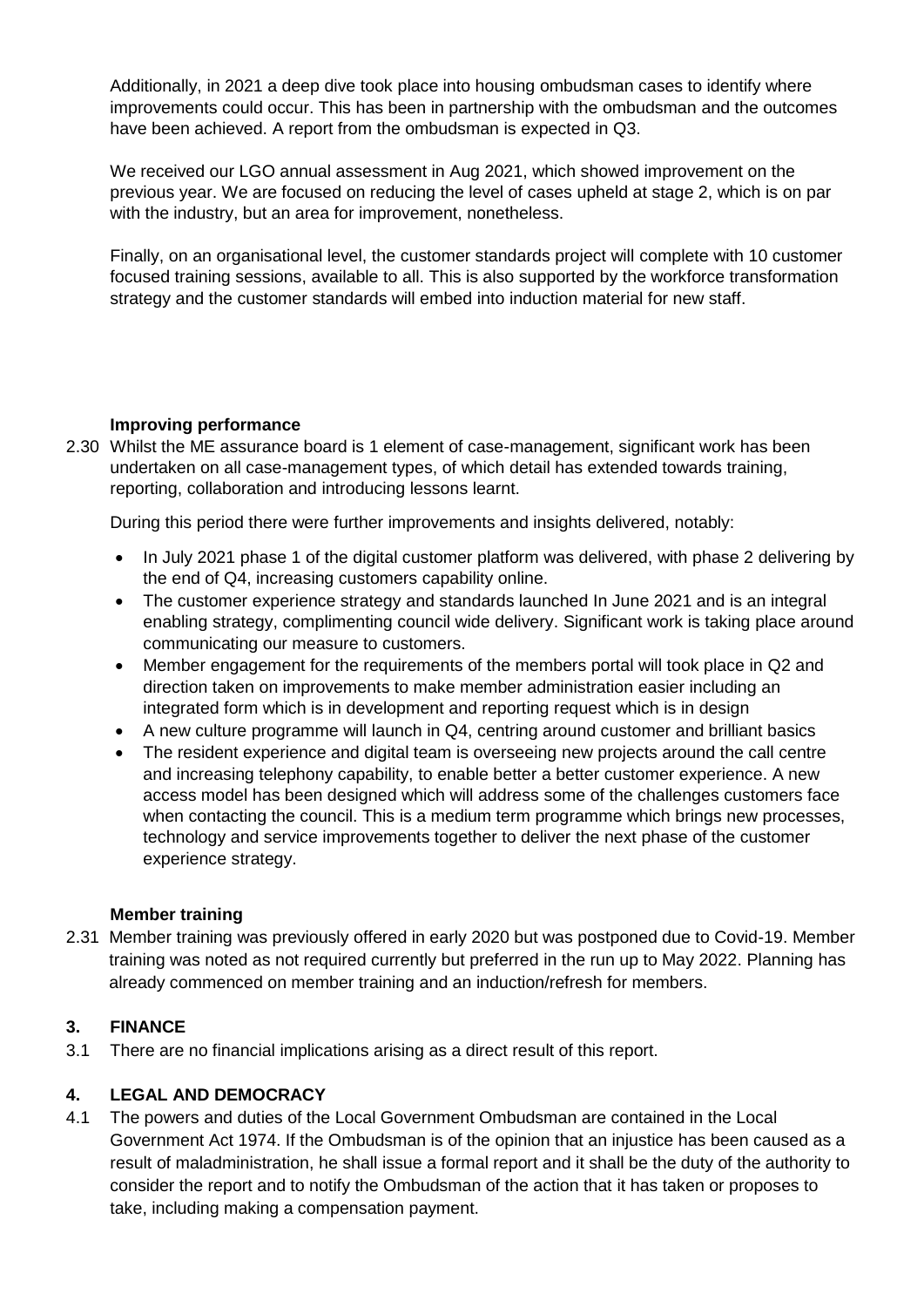Additionally, in 2021 a deep dive took place into housing ombudsman cases to identify where improvements could occur. This has been in partnership with the ombudsman and the outcomes have been achieved. A report from the ombudsman is expected in Q3.

We received our LGO annual assessment in Aug 2021, which showed improvement on the previous year. We are focused on reducing the level of cases upheld at stage 2, which is on par with the industry, but an area for improvement, nonetheless.

Finally, on an organisational level, the customer standards project will complete with 10 customer focused training sessions, available to all. This is also supported by the workforce transformation strategy and the customer standards will embed into induction material for new staff.

**Improving performance**

2.30 Whilst the ME assurance board is 1 element of case-management, significant work has been undertaken on all case-management types, of which detail has extended towards training, reporting, collaboration and introducing lessons learnt.

During this period there were further improvements and insights delivered, notably:

- In July 2021 phase 1 of the digital customer platform was delivered, with phase 2 delivering by the end of Q4, increasing customers capability online.
- The customer experience strategy and standards launched In June 2021 and is an integral enabling strategy, complimenting council wide delivery. Significant work is taking place around communicating our measure to customers.
- Member engagement for the requirements of the members portal will took place in Q2 and direction taken on improvements to make member administration easier including an integrated form which is in development and reporting request which is in design
- A new culture programme will launch in Q4, centring around customer and brilliant basics
- The resident experience and digital team is overseeing new projects around the call centre and increasing telephony capability, to enable better a better customer experience. A new access model has been designed which will address some of the challenges customers face when contacting the council. This is a medium term programme which brings new processes, technology and service improvements together to deliver the next phase of the customer experience strategy.

**Member training**

2.31 Member training was previously offered in early 2020 but was postponed due to Covid-19. Member training was noted as not required currently but preferred in the run up to May 2022. Planning has already commenced on member training and an induction/refresh for members.

## 3. FINANCE

3.1 There are no financial implications arising as a direct result of this report.

## 4. LEGAL AND DEMOCRACY

4.1 The powers and duties of the Local Government Ombudsman are contained in the Local Government Act 1974. If the Ombudsman is of the opinion that an injustice has been caused as a result of maladministration, he shall issue a formal report and it shall be the duty of the authority to consider the report and to notify the Ombudsman of the action that it has taken or proposes to take, including making a compensation payment.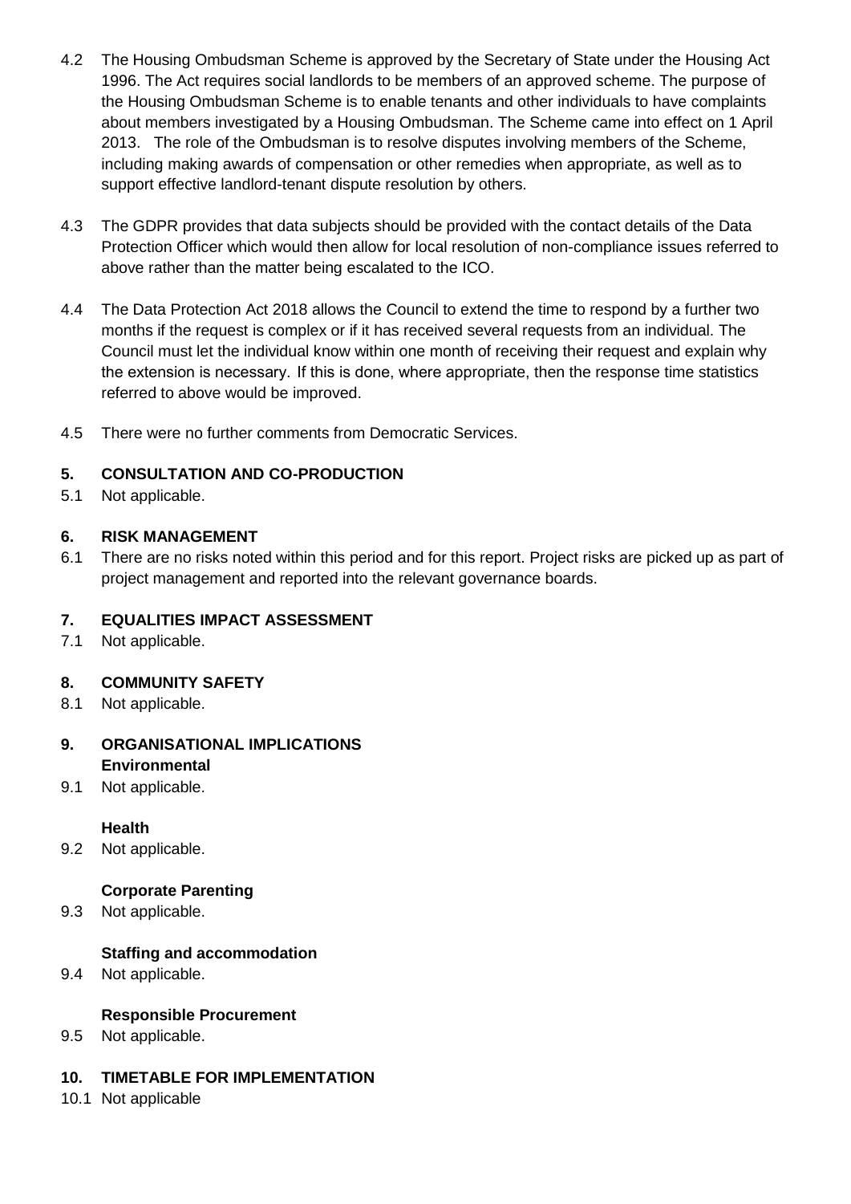4.2 The Housing Ombudsman Scheme is approved by the Secretary of State under the Housing Act 1996. The Act requires social landlords to be members of an approved scheme. The purpose of the Housing Ombudsman Scheme is to enable tenants and other individuals to have complaints about members investigated by a Housing Ombudsman. The Scheme came into effect on 1 April 2013. The role of the Ombudsman is to resolve disputes involving members of the Scheme, including making awards of compensation or other remedies when appropriate, as well as to support effective landlord-tenant dispute resolution by others.

4.3 The GDPR provides that data subjects should be provided with the contact details of the Data Protection Officer which would then allow for local resolution of non-compliance issues referred to above rather than the matter being escalated to the ICO.

4.4 The Data Protection Act 2018 allows the Council to extend the time to respond by a further two months if the request is complex or if it has received several requests from an individual. The Council must let the individual know within one month of receiving their request and explain why the extension is necessary. If this is done, where appropriate, then the response time statistics referred to above would be improved.

4.5 There were no further comments from Democratic Services.

## 5. CONSULTATION AND CO-PRODUCTION

5.1 Not applicable.

## 6. RISK MANAGEMENT

6.1 There are no risks noted within this period and for this report. Project risks are picked up as part of project management and reported into the relevant governance boards.

## 7. EQUALITIES IMPACT ASSESSMENT

7.1 Not applicable.

## 8. COMMUNITY SAFETY

8.1 Not applicable.

## 9. ORGANISATIONAL IMPLICATIONS

**Environmental**

9.1 Not applicable.

**Health**

9.2 Not applicable.

**Corporate Parenting**

9.3 Not applicable.

**Staffing and accommodation**

9.4 Not applicable.

**Responsible Procurement**

9.5 Not applicable.

## 10. TIMETABLE FOR IMPLEMENTATION

10.1 Not applicable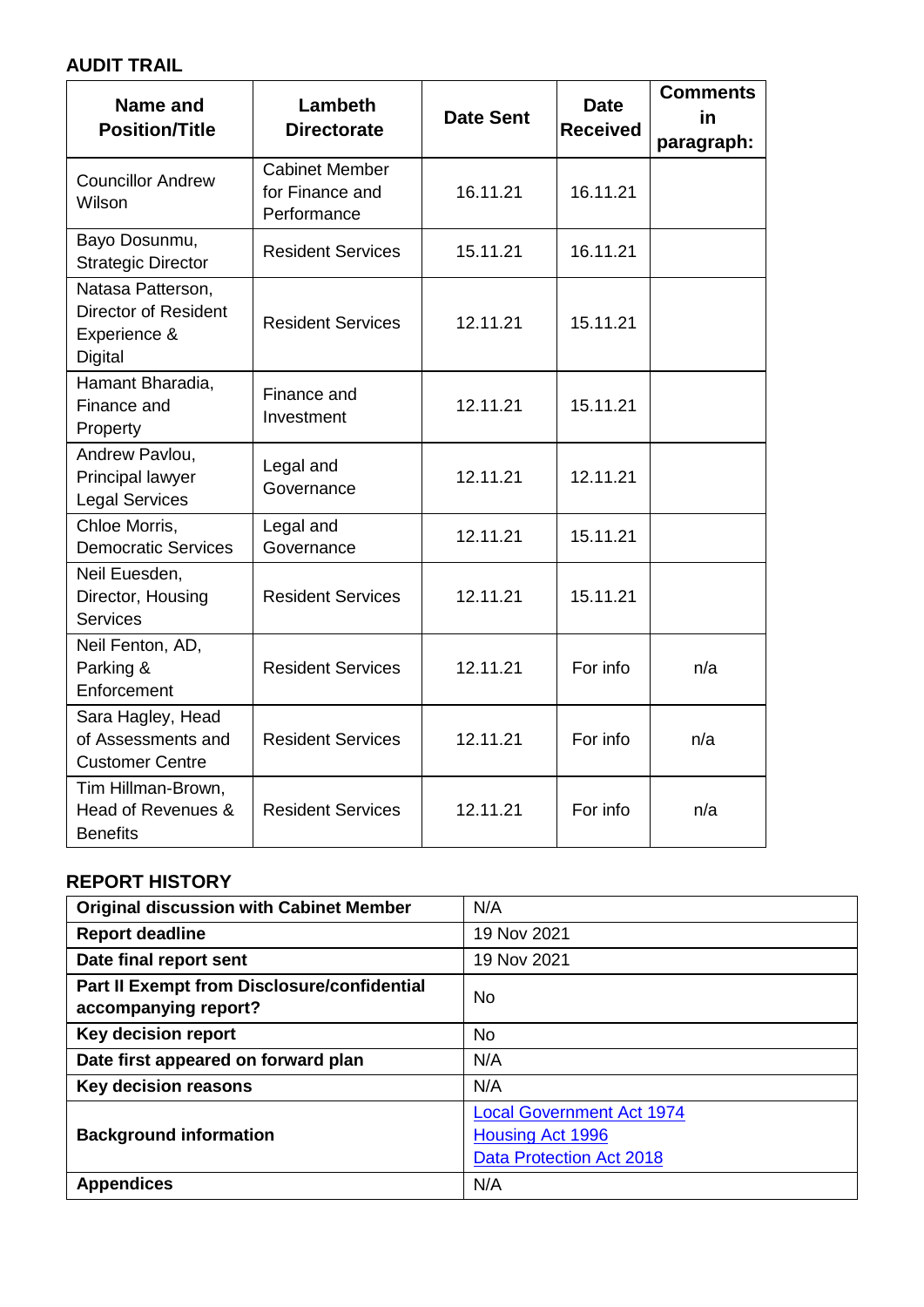**AUDIT TRAIL**

| Name and Position/Title | Lambeth Directorate | Date Sent | Date Received | Comments in paragraph: |
|---|---|---|---|---|
| Councillor Andrew Wilson | Cabinet Member for Finance and Performance | 16.11.21 | 16.11.21 | |
| Bayo Dosunmu, Strategic Director | Resident Services | 15.11.21 | 16.11.21 | |
| Natasa Patterson, Director of Resident Experience & Digital | Resident Services | 12.11.21 | 15.11.21 | |
| Hamant Bharadia, Finance and Property | Finance and Investment | 12.11.21 | 15.11.21 | |
| Andrew Pavlou, Principal lawyer Legal Services | Legal and Governance | 12.11.21 | 12.11.21 | |
| Chloe Morris, Democratic Services | Legal and Governance | 12.11.21 | 15.11.21 | |
| Neil Euesden, Director, Housing Services | Resident Services | 12.11.21 | 15.11.21 | |
| Neil Fenton, AD, Parking & Enforcement | Resident Services | 12.11.21 | For info | n/a |
| Sara Hagley, Head of Assessments and Customer Centre | Resident Services | 12.11.21 | For info | n/a |
| Tim Hillman-Brown, Head of Revenues & Benefits | Resident Services | 12.11.21 | For info | n/a |

**REPORT HISTORY**

| | |
|---|---|
| **Original discussion with Cabinet Member** | N/A |
| **Report deadline** | 19 Nov 2021 |
| **Date final report sent** | 19 Nov 2021 |
| **Part II Exempt from Disclosure/confidential accompanying report?** | No |
| **Key decision report** | No |
| **Date first appeared on forward plan** | N/A |
| **Key decision reasons** | N/A |
| **Background information** | Local Government Act 1974<br>Housing Act 1996<br>Data Protection Act 2018 |
| **Appendices** | N/A |